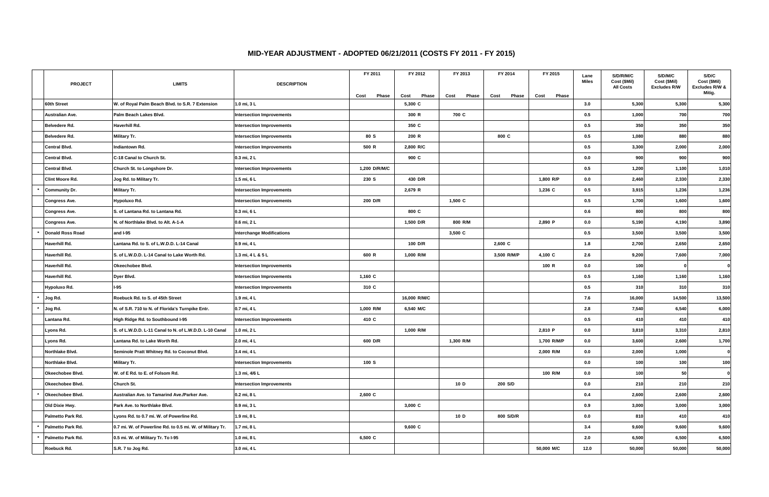# MID-YEAR ADJUSTMENT - ADOPTED 06/21/2011 (COSTS FY 2011 - FY 2015)

| | PROJECT | LIMITS | DESCRIPTION | FY 2011 Cost Phase | FY 2012 Cost Phase | FY 2013 Cost Phase | FY 2014 Cost Phase | FY 2015 Cost Phase | Lane Miles | S/D/R/M/C Cost ($Mil) All Costs | S/D/M/C Cost ($Mil) Excludes R/W | S/D/C Cost ($Mil) Excludes R/W & Mitig. |
|---|---|---|---|---|---|---|---|---|---|---|---|---|
| | 60th Street | W. of Royal Palm Beach Blvd. to S.R. 7 Extension | 1.0 mi, 3 L | | 5,300 C | | | | 3.0 | 5,300 | 5,300 | 5,300 |
| | Australian Ave. | Palm Beach Lakes Blvd. | Intersection Improvements | | 300 R | 700 C | | | 0.5 | 1,000 | 700 | 700 |
| | Belvedere Rd. | Haverhill Rd. | Intersection Improvements | | 350 C | | | | 0.5 | 350 | 350 | 350 |
| | Belvedere Rd. | Military Tr. | Intersection Improvements | 80 S | 200 R | | 800 C | | 0.5 | 1,080 | 880 | 880 |
| | Central Blvd. | Indiantown Rd. | Intersection Improvements | 500 R | 2,800 R/C | | | | 0.5 | 3,300 | 2,000 | 2,000 |
| | Central Blvd. | C-18 Canal to Church St. | 0.3 mi, 2 L | | 900 C | | | | 0.0 | 900 | 900 | 900 |
| | Central Blvd. | Church St. to Longshore Dr. | Intersection Improvements | 1,200 D/R/M/C | | | | | 0.5 | 1,200 | 1,100 | 1,010 |
| | Clint Moore Rd. | Jog Rd. to Military Tr. | 1.5 mi, 6 L | 230 S | 430 D/R | | | 1,800 R/P | 0.0 | 2,460 | 2,330 | 2,330 |
| * | Community Dr. | Military Tr. | Intersection Improvements | | 2,679 R | | | 1,236 C | 0.5 | 3,915 | 1,236 | 1,236 |
| | Congress Ave. | Hypoluxo Rd. | Intersection Improvements | 200 D/R | | 1,500 C | | | 0.5 | 1,700 | 1,600 | 1,600 |
| | Congress Ave. | S. of Lantana Rd. to Lantana Rd. | 0.3 mi, 6 L | | 800 C | | | | 0.6 | 800 | 800 | 800 |
| | Congress Ave. | N. of Northlake Blvd. to Alt. A-1-A | 0.6 mi, 2 L | | 1,500 D/R | 800 R/M | | 2,890 P | 0.0 | 5,190 | 4,190 | 3,890 |
| * | Donald Ross Road | and I-95 | Interchange Modifications | | | 3,500 C | | | 0.5 | 3,500 | 3,500 | 3,500 |
| | Haverhill Rd. | Lantana Rd. to S. of L.W.D.D. L-14 Canal | 0.9 mi, 4 L | | 100 D/R | | 2,600 C | | 1.8 | 2,700 | 2,650 | 2,650 |
| | Haverhill Rd. | S. of L.W.D.D. L-14 Canal to Lake Worth Rd. | 1.3 mi, 4 L & 5 L | 600 R | 1,000 R/M | | 3,500 R/M/P | 4,100 C | 2.6 | 9,200 | 7,600 | 7,000 |
| | Haverhill Rd. | Okeechobee Blvd. | Intersection Improvements | | | | | 100 R | 0.0 | 100 | 0 | 0 |
| | Haverhill Rd. | Dyer Blvd. | Intersection Improvements | 1,160 C | | | | | 0.5 | 1,160 | 1,160 | 1,160 |
| | Hypoluxo Rd. | I-95 | Intersection Improvements | 310 C | | | | | 0.5 | 310 | 310 | 310 |
| * | Jog Rd. | Roebuck Rd. to S. of 45th Street | 1.9 mi, 4 L | | 16,000 R/M/C | | | | 7.6 | 16,000 | 14,500 | 13,500 |
| * | Jog Rd. | N. of S.R. 710 to N. of Florida's Turnpike Entr. | 0.7 mi, 4 L | 1,000 R/M | 6,540 M/C | | | | 2.8 | 7,540 | 6,540 | 6,000 |
| | Lantana Rd. | High Ridge Rd. to Southbound I-95 | Intersection Improvements | 410 C | | | | | 0.5 | 410 | 410 | 410 |
| | Lyons Rd. | S. of L.W.D.D. L-11 Canal to N. of L.W.D.D. L-10 Canal | 1.0 mi, 2 L | | 1,000 R/M | | | 2,810 P | 0.0 | 3,810 | 3,310 | 2,810 |
| | Lyons Rd. | Lantana Rd. to Lake Worth Rd. | 2.0 mi, 4 L | 600 D/R | | 1,300 R/M | | 1,700 R/M/P | 0.0 | 3,600 | 2,600 | 1,700 |
| | Northlake Blvd. | Seminole Pratt Whitney Rd. to Coconut Blvd. | 3.4 mi, 4 L | | | | | 2,000 R/M | 0.0 | 2,000 | 1,000 | 0 |
| | Northlake Blvd. | Military Tr. | Intersection Improvements | 100 S | | | | | 0.0 | 100 | 100 | 100 |
| | Okeechobee Blvd. | W. of E Rd. to E. of Folsom Rd. | 1.3 mi, 4/6 L | | | | | 100 R/M | 0.0 | 100 | 50 | 0 |
| | Okeechobee Blvd. | Church St. | Intersection Improvements | | | 10 D | 200 S/D | | 0.0 | 210 | 210 | 210 |
| * | Okeechobee Blvd. | Australian Ave. to Tamarind Ave./Parker Ave. | 0.2 mi, 8 L | 2,600 C | | | | | 0.4 | 2,600 | 2,600 | 2,600 |
| | Old Dixie Hwy. | Park Ave. to Northlake Blvd. | 0.9 mi, 3 L | | 3,000 C | | | | 0.9 | 3,000 | 3,000 | 3,000 |
| | Palmetto Park Rd. | Lyons Rd. to 0.7 mi. W. of Powerline Rd. | 1.9 mi, 8 L | | | 10 D | 800 S/D/R | | 0.0 | 810 | 410 | 410 |
| * | Palmetto Park Rd. | 0.7 mi. W. of Powerline Rd. to 0.5 mi. W. of Military Tr. | 1.7 mi, 8 L | | 9,600 C | | | | 3.4 | 9,600 | 9,600 | 9,600 |
| * | Palmetto Park Rd. | 0.5 mi. W. of Military Tr. To I-95 | 1.0 mi, 8 L | 6,500 C | | | | | 2.0 | 6,500 | 6,500 | 6,500 |
| | Roebuck Rd. | S.R. 7 to Jog Rd. | 3.0 mi, 4 L | | | | | 50,000 M/C | 12.0 | 50,000 | 50,000 | 50,000 |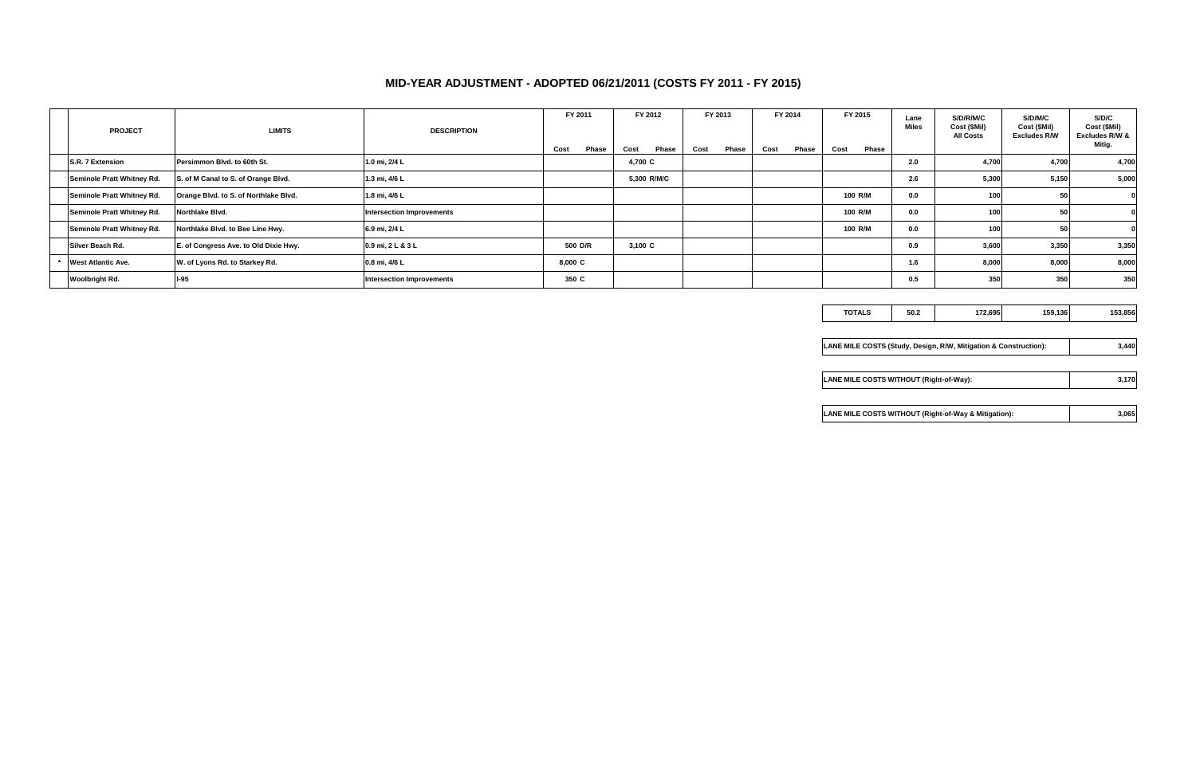# MID-YEAR ADJUSTMENT - ADOPTED 06/21/2011 (COSTS FY 2011 - FY 2015)

| | PROJECT | LIMITS | DESCRIPTION | FY 2011 | | FY 2012 | | FY 2013 | | FY 2014 | | FY 2015 | | Lane Miles | S/D/R/M/C Cost ($Mil) All Costs | S/D/M/C Cost ($Mil) Excludes R/W | S/D/C Cost ($Mil) Excludes R/W & Mitig. |
|---|---|---|---|---|---|---|---|---|---|---|---|---|---|---|---|---|---|
| | | | | Cost | Phase | Cost | Phase | Cost | Phase | Cost | Phase | Cost | Phase | | | | |
| | S.R. 7 Extension | Persimmon Blvd. to 60th St. | 1.0 mi, 2/4 L | | | 4,700 | C | | | | | | | 2.0 | 4,700 | 4,700 | 4,700 |
| | Seminole Pratt Whitney Rd. | S. of M Canal to S. of Orange Blvd. | 1.3 mi, 4/6 L | | | 5,300 | R/M/C | | | | | | | 2.6 | 5,300 | 5,150 | 5,000 |
| | Seminole Pratt Whitney Rd. | Orange Blvd. to S. of Northlake Blvd. | 1.8 mi, 4/6 L | | | | | | | | | 100 | R/M | 0.0 | 100 | 50 | 0 |
| | Seminole Pratt Whitney Rd. | Northlake Blvd. | Intersection Improvements | | | | | | | | | 100 | R/M | 0.0 | 100 | 50 | 0 |
| | Seminole Pratt Whitney Rd. | Northlake Blvd. to Bee Line Hwy. | 6.9 mi, 2/4 L | | | | | | | | | 100 | R/M | 0.0 | 100 | 50 | 0 |
| | Silver Beach Rd. | E. of Congress Ave. to Old Dixie Hwy. | 0.9 mi, 2 L & 3 L | 500 | D/R | 3,100 | C | | | | | | | 0.9 | 3,600 | 3,350 | 3,350 |
| * | West Atlantic Ave. | W. of Lyons Rd. to Starkey Rd. | 0.8 mi, 4/6 L | 8,000 | C | | | | | | | | | 1.6 | 8,000 | 8,000 | 8,000 |
| | Woolbright Rd. | I-95 | Intersection Improvements | 350 | C | | | | | | | | | 0.5 | 350 | 350 | 350 |

| | | | | |
|---|---|---|---|---|
| TOTALS | 50.2 | 172,695 | 159,136 | 153,856 |

| | |
|---|---|
| LANE MILE COSTS (Study, Design, R/W, Mitigation & Construction): | 3,440 |
| LANE MILE COSTS WITHOUT (Right-of-Way): | 3,170 |
| LANE MILE COSTS WITHOUT (Right-of-Way & Mitigation): | 3,065 |